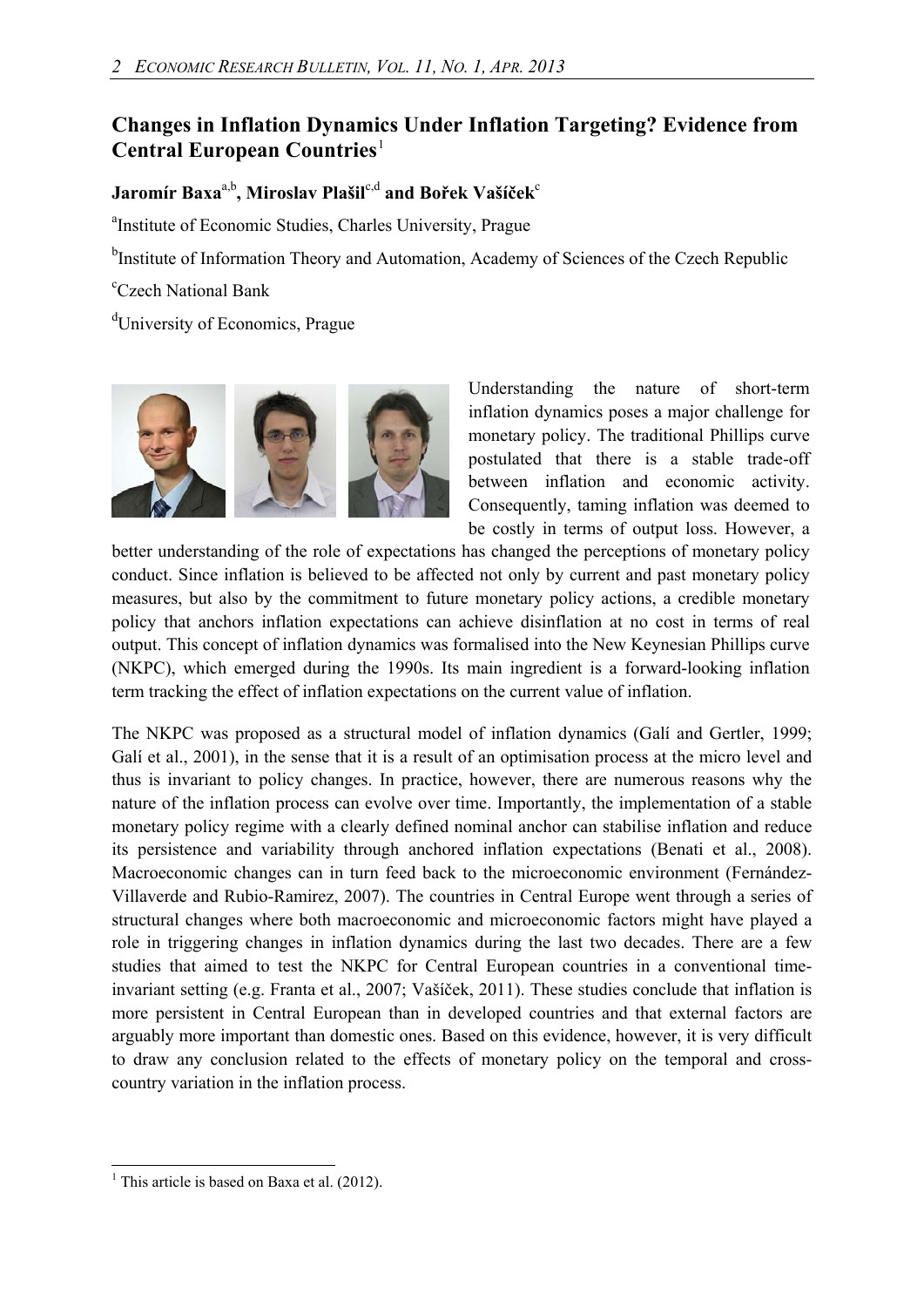# Changes in Inflation Dynamics Under Inflation Targeting? Evidence from Central European Countries[1]

**Jaromír Baxa**[a,b]**, Miroslav Plašil**[c,d] **and Bořek Vašíček**[c]

[a]Institute of Economic Studies, Charles University, Prague

[b]Institute of Information Theory and Automation, Academy of Sciences of the Czech Republic

[c]Czech National Bank

[d]University of Economics, Prague

Understanding the nature of short-term inflation dynamics poses a major challenge for monetary policy. The traditional Phillips curve postulated that there is a stable trade-off between inflation and economic activity. Consequently, taming inflation was deemed to be costly in terms of output loss. However, a better understanding of the role of expectations has changed the perceptions of monetary policy conduct. Since inflation is believed to be affected not only by current and past monetary policy measures, but also by the commitment to future monetary policy actions, a credible monetary policy that anchors inflation expectations can achieve disinflation at no cost in terms of real output. This concept of inflation dynamics was formalised into the New Keynesian Phillips curve (NKPC), which emerged during the 1990s. Its main ingredient is a forward-looking inflation term tracking the effect of inflation expectations on the current value of inflation.

The NKPC was proposed as a structural model of inflation dynamics (Galí and Gertler, 1999; Galí et al., 2001), in the sense that it is a result of an optimisation process at the micro level and thus is invariant to policy changes. In practice, however, there are numerous reasons why the nature of the inflation process can evolve over time. Importantly, the implementation of a stable monetary policy regime with a clearly defined nominal anchor can stabilise inflation and reduce its persistence and variability through anchored inflation expectations (Benati et al., 2008). Macroeconomic changes can in turn feed back to the microeconomic environment (Fernández-Villaverde and Rubio-Ramirez, 2007). The countries in Central Europe went through a series of structural changes where both macroeconomic and microeconomic factors might have played a role in triggering changes in inflation dynamics during the last two decades. There are a few studies that aimed to test the NKPC for Central European countries in a conventional time-invariant setting (e.g. Franta et al., 2007; Vašíček, 2011). These studies conclude that inflation is more persistent in Central European than in developed countries and that external factors are arguably more important than domestic ones. Based on this evidence, however, it is very difficult to draw any conclusion related to the effects of monetary policy on the temporal and cross-country variation in the inflation process.

[1] This article is based on Baxa et al. (2012).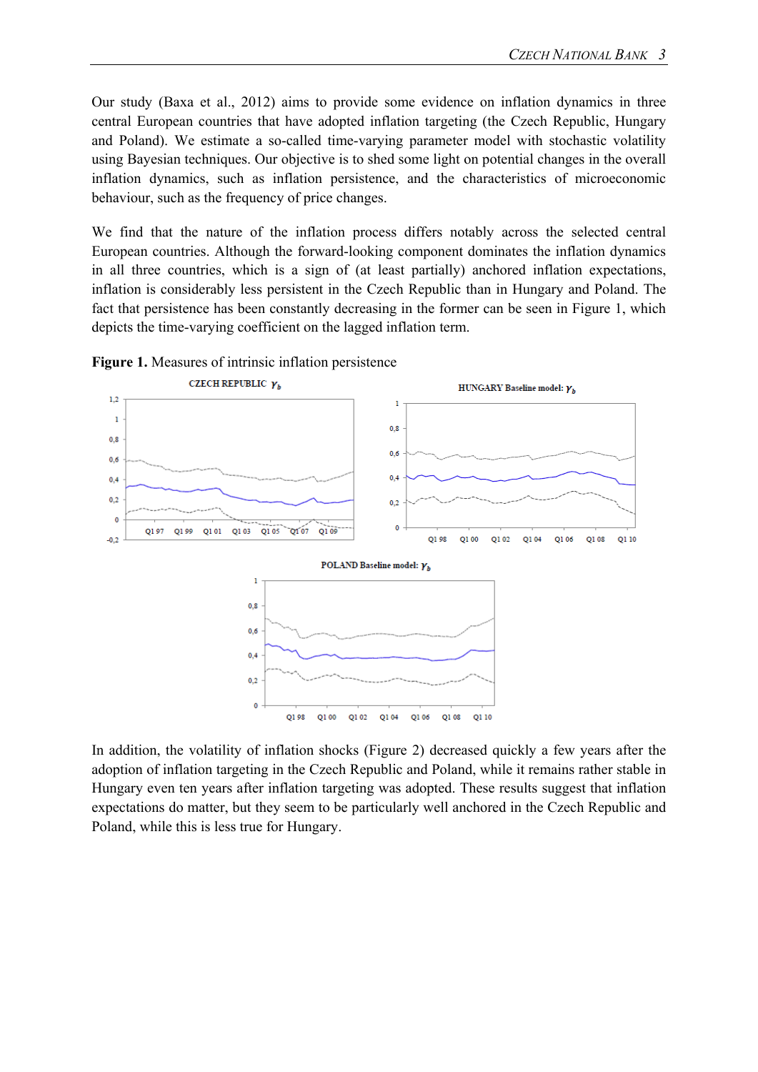Our study (Baxa et al., 2012) aims to provide some evidence on inflation dynamics in three central European countries that have adopted inflation targeting (the Czech Republic, Hungary and Poland). We estimate a so-called time-varying parameter model with stochastic volatility using Bayesian techniques. Our objective is to shed some light on potential changes in the overall inflation dynamics, such as inflation persistence, and the characteristics of microeconomic behaviour, such as the frequency of price changes.

We find that the nature of the inflation process differs notably across the selected central European countries. Although the forward-looking component dominates the inflation dynamics in all three countries, which is a sign of (at least partially) anchored inflation expectations, inflation is considerably less persistent in the Czech Republic than in Hungary and Poland. The fact that persistence has been constantly decreasing in the former can be seen in Figure 1, which depicts the time-varying coefficient on the lagged inflation term.

**Figure 1.** Measures of intrinsic inflation persistence

In addition, the volatility of inflation shocks (Figure 2) decreased quickly a few years after the adoption of inflation targeting in the Czech Republic and Poland, while it remains rather stable in Hungary even ten years after inflation targeting was adopted. These results suggest that inflation expectations do matter, but they seem to be particularly well anchored in the Czech Republic and Poland, while this is less true for Hungary.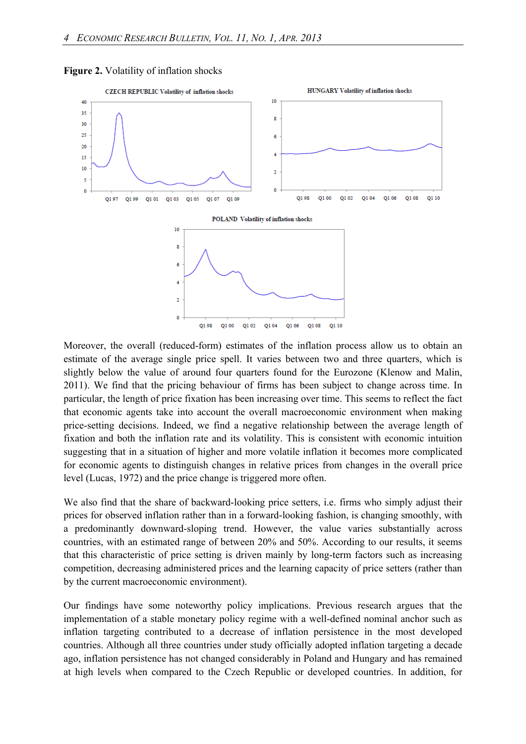**Figure 2.** Volatility of inflation shocks

Moreover, the overall (reduced-form) estimates of the inflation process allow us to obtain an estimate of the average single price spell. It varies between two and three quarters, which is slightly below the value of around four quarters found for the Eurozone (Klenow and Malin, 2011). We find that the pricing behaviour of firms has been subject to change across time. In particular, the length of price fixation has been increasing over time. This seems to reflect the fact that economic agents take into account the overall macroeconomic environment when making price-setting decisions. Indeed, we find a negative relationship between the average length of fixation and both the inflation rate and its volatility. This is consistent with economic intuition suggesting that in a situation of higher and more volatile inflation it becomes more complicated for economic agents to distinguish changes in relative prices from changes in the overall price level (Lucas, 1972) and the price change is triggered more often.

We also find that the share of backward-looking price setters, i.e. firms who simply adjust their prices for observed inflation rather than in a forward-looking fashion, is changing smoothly, with a predominantly downward-sloping trend. However, the value varies substantially across countries, with an estimated range of between 20% and 50%. According to our results, it seems that this characteristic of price setting is driven mainly by long-term factors such as increasing competition, decreasing administered prices and the learning capacity of price setters (rather than by the current macroeconomic environment).

Our findings have some noteworthy policy implications. Previous research argues that the implementation of a stable monetary policy regime with a well-defined nominal anchor such as inflation targeting contributed to a decrease of inflation persistence in the most developed countries. Although all three countries under study officially adopted inflation targeting a decade ago, inflation persistence has not changed considerably in Poland and Hungary and has remained at high levels when compared to the Czech Republic or developed countries. In addition, for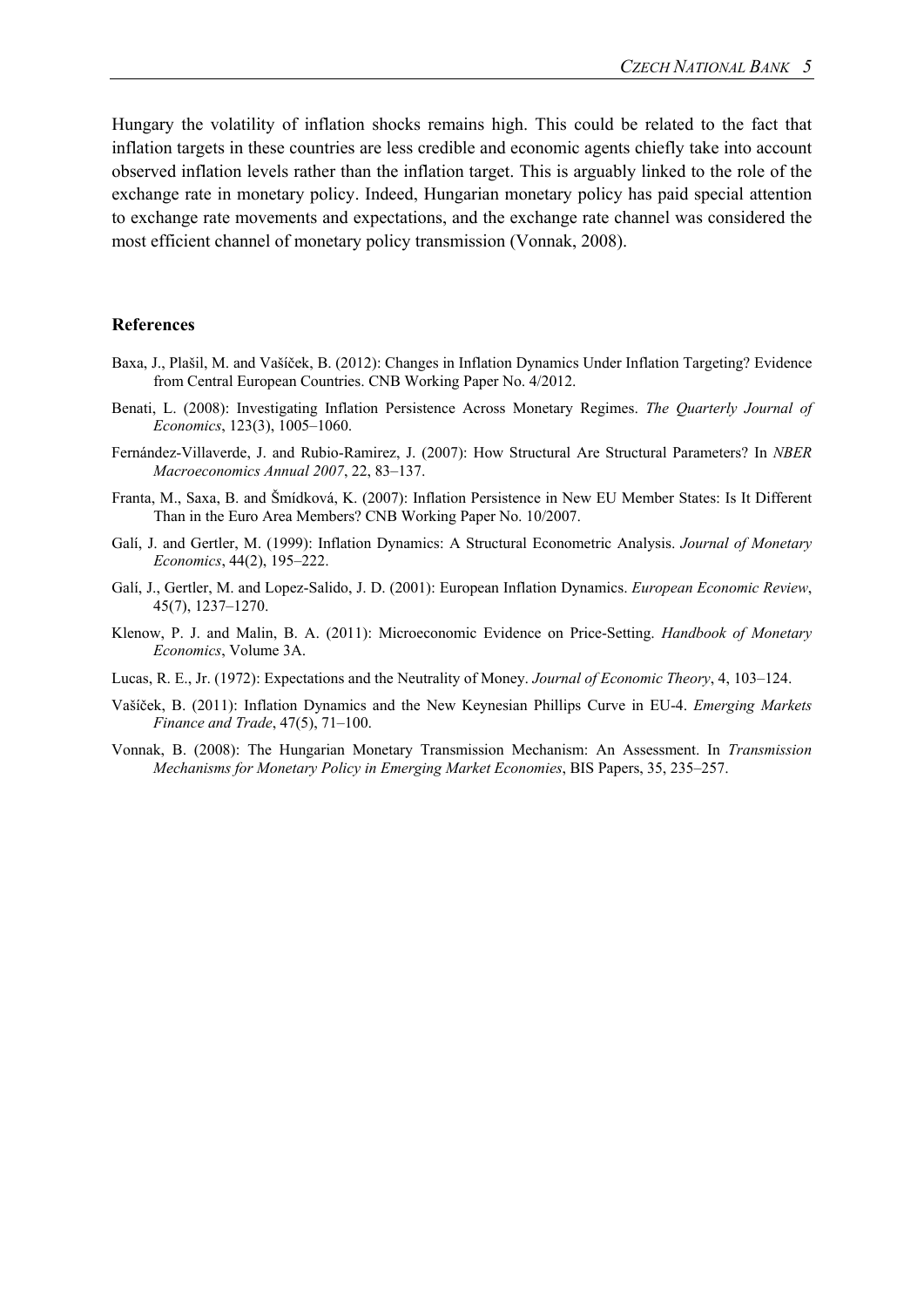Hungary the volatility of inflation shocks remains high. This could be related to the fact that inflation targets in these countries are less credible and economic agents chiefly take into account observed inflation levels rather than the inflation target. This is arguably linked to the role of the exchange rate in monetary policy. Indeed, Hungarian monetary policy has paid special attention to exchange rate movements and expectations, and the exchange rate channel was considered the most efficient channel of monetary policy transmission (Vonnak, 2008).

## References

Baxa, J., Plašil, M. and Vašíček, B. (2012): Changes in Inflation Dynamics Under Inflation Targeting? Evidence from Central European Countries. CNB Working Paper No. 4/2012.

Benati, L. (2008): Investigating Inflation Persistence Across Monetary Regimes. *The Quarterly Journal of Economics*, 123(3), 1005–1060.

Fernández-Villaverde, J. and Rubio-Ramirez, J. (2007): How Structural Are Structural Parameters? In *NBER Macroeconomics Annual 2007*, 22, 83–137.

Franta, M., Saxa, B. and Šmídková, K. (2007): Inflation Persistence in New EU Member States: Is It Different Than in the Euro Area Members? CNB Working Paper No. 10/2007.

Galí, J. and Gertler, M. (1999): Inflation Dynamics: A Structural Econometric Analysis. *Journal of Monetary Economics*, 44(2), 195–222.

Galí, J., Gertler, M. and Lopez-Salido, J. D. (2001): European Inflation Dynamics. *European Economic Review*, 45(7), 1237–1270.

Klenow, P. J. and Malin, B. A. (2011): Microeconomic Evidence on Price-Setting. *Handbook of Monetary Economics*, Volume 3A.

Lucas, R. E., Jr. (1972): Expectations and the Neutrality of Money. *Journal of Economic Theory*, 4, 103–124.

Vašíček, B. (2011): Inflation Dynamics and the New Keynesian Phillips Curve in EU-4. *Emerging Markets Finance and Trade*, 47(5), 71–100.

Vonnak, B. (2008): The Hungarian Monetary Transmission Mechanism: An Assessment. In *Transmission Mechanisms for Monetary Policy in Emerging Market Economies*, BIS Papers, 35, 235–257.